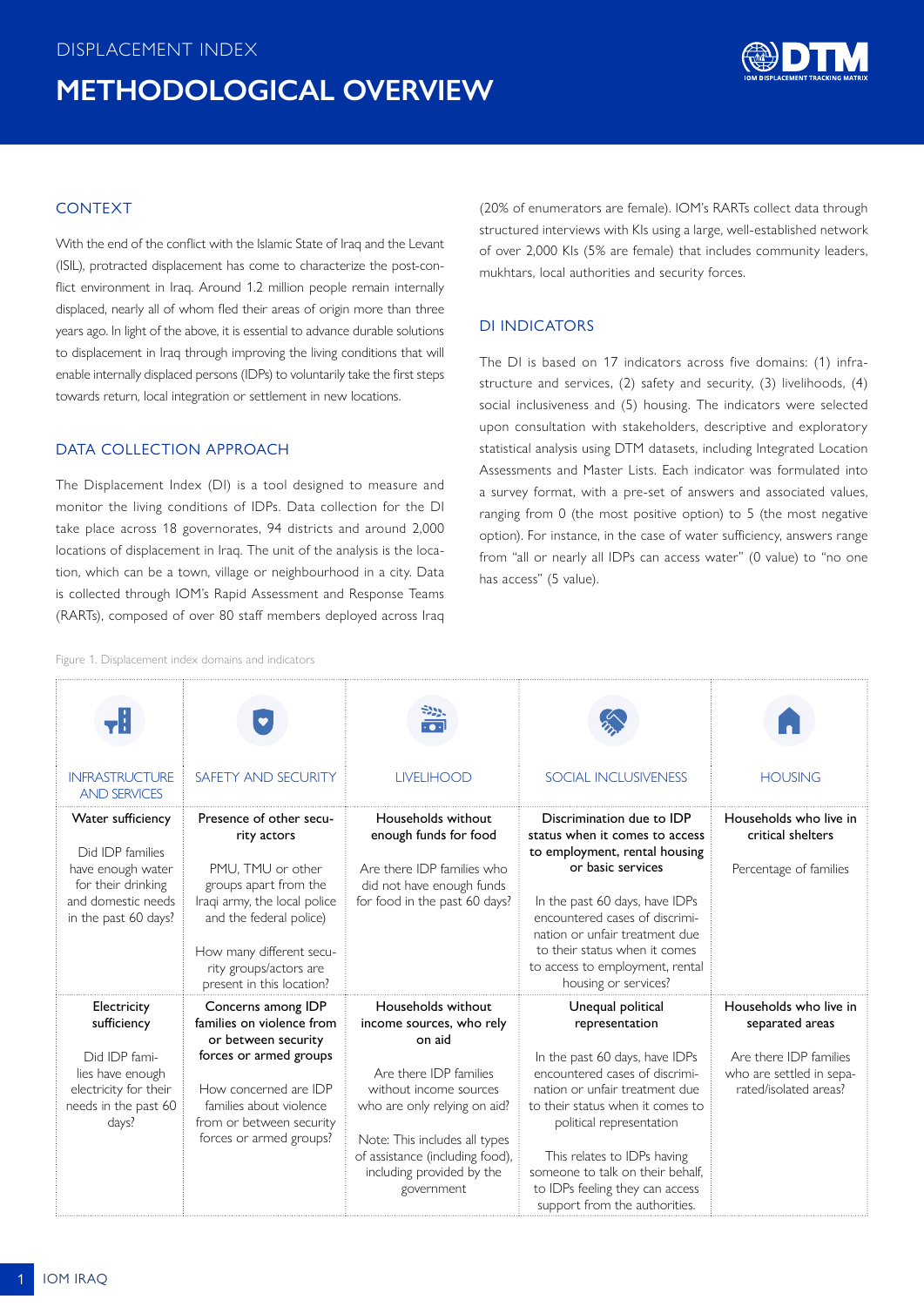DISPLACEMENT INDEX

# METHODOLOGICAL OVERVIEW

## CONTEXT

With the end of the conflict with the Islamic State of Iraq and the Levant (ISIL), protracted displacement has come to characterize the post-conflict environment in Iraq. Around 1.2 million people remain internally displaced, nearly all of whom fled their areas of origin more than three years ago. In light of the above, it is essential to advance durable solutions to displacement in Iraq through improving the living conditions that will enable internally displaced persons (IDPs) to voluntarily take the first steps towards return, local integration or settlement in new locations.

## DATA COLLECTION APPROACH

The Displacement Index (DI) is a tool designed to measure and monitor the living conditions of IDPs. Data collection for the DI take place across 18 governorates, 94 districts and around 2,000 locations of displacement in Iraq. The unit of the analysis is the location, which can be a town, village or neighbourhood in a city. Data is collected through IOM's Rapid Assessment and Response Teams (RARTs), composed of over 80 staff members deployed across Iraq (20% of enumerators are female). IOM's RARTs collect data through structured interviews with KIs using a large, well-established network of over 2,000 KIs (5% are female) that includes community leaders, mukhtars, local authorities and security forces.

## DI INDICATORS

The DI is based on 17 indicators across five domains: (1) infrastructure and services, (2) safety and security, (3) livelihoods, (4) social inclusiveness and (5) housing. The indicators were selected upon consultation with stakeholders, descriptive and exploratory statistical analysis using DTM datasets, including Integrated Location Assessments and Master Lists. Each indicator was formulated into a survey format, with a pre-set of answers and associated values, ranging from 0 (the most positive option) to 5 (the most negative option). For instance, in the case of water sufficiency, answers range from "all or nearly all IDPs can access water" (0 value) to "no one has access" (5 value).

Figure 1. Displacement index domains and indicators

| INFRASTRUCTURE AND SERVICES | SAFETY AND SECURITY | LIVELIHOOD | SOCIAL INCLUSIVENESS | HOUSING |
|---|---|---|---|---|
| Water sufficiency<br><br>Did IDP families have enough water for their drinking and domestic needs in the past 60 days? | Presence of other security actors<br><br>PMU, TMU or other groups apart from the Iraqi army, the local police and the federal police)<br><br>How many different security groups/actors are present in this location? | Households without enough funds for food<br><br>Are there IDP families who did not have enough funds for food in the past 60 days? | Discrimination due to IDP status when it comes to access to employment, rental housing or basic services<br><br>In the past 60 days, have IDPs encountered cases of discrimination or unfair treatment due to their status when it comes to access to employment, rental housing or services? | Households who live in critical shelters<br><br>Percentage of families |
| Electricity sufficiency<br><br>Did IDP families have enough electricity for their needs in the past 60 days? | Concerns among IDP families on violence from or between security forces or armed groups<br><br>How concerned are IDP families about violence from or between security forces or armed groups? | Households without income sources, who rely on aid<br><br>Are there IDP families without income sources who are only relying on aid?<br><br>Note: This includes all types of assistance (including food), including provided by the government | Unequal political representation<br><br>In the past 60 days, have IDPs encountered cases of discrimination or unfair treatment due to their status when it comes to political representation<br><br>This relates to IDPs having someone to talk on their behalf, to IDPs feeling they can access support from the authorities. | Households who live in separated areas<br><br>Are there IDP families who are settled in separated/isolated areas? |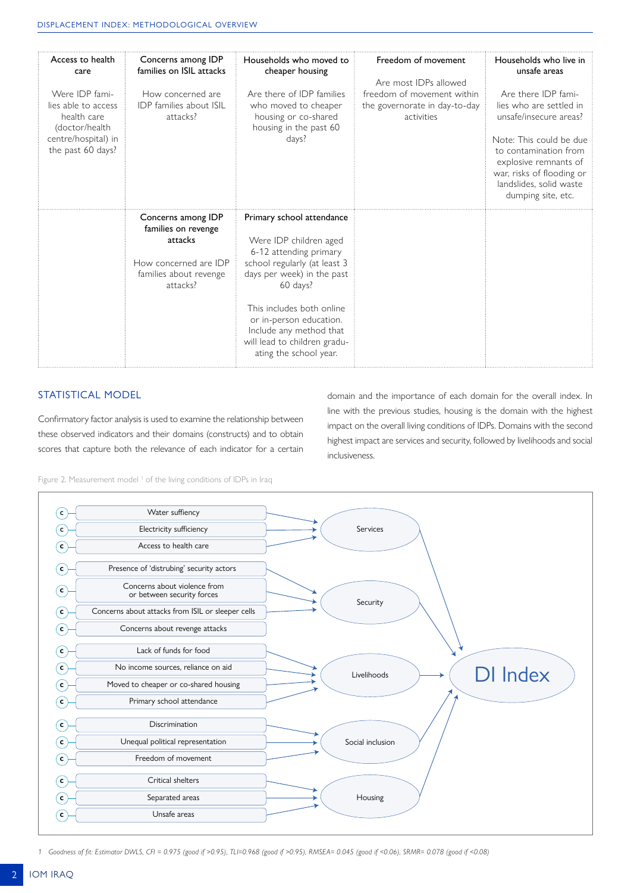| Access to health care | Concerns among IDP families on ISIL attacks | Households who moved to cheaper housing | Freedom of movement | Households who live in unsafe areas |
|---|---|---|---|---|
| Were IDP families able to access health care (doctor/health centre/hospital) in the past 60 days? | How concerned are IDP families about ISIL attacks? | Are there of IDP families who moved to cheaper housing or co-shared housing in the past 60 days? | Are most IDPs allowed freedom of movement within the governorate in day-to-day activities | Are there IDP families who are settled in unsafe/insecure areas? Note: This could be due to contamination from explosive remnants of war, risks of flooding or landslides, solid waste dumping site, etc. |
| | **Concerns among IDP families on revenge attacks** How concerned are IDP families about revenge attacks? | **Primary school attendance** Were IDP children aged 6-12 attending primary school regularly (at least 3 days per week) in the past 60 days? This includes both online or in-person education. Include any method that will lead to children graduating the school year. | | |

## STATISTICAL MODEL

Confirmatory factor analysis is used to examine the relationship between these observed indicators and their domains (constructs) and to obtain scores that capture both the relevance of each indicator for a certain domain and the importance of each domain for the overall index. In line with the previous studies, housing is the domain with the highest impact on the overall living conditions of IDPs. Domains with the second highest impact are services and security, followed by livelihoods and social inclusiveness.

Figure 2. Measurement model [1] of the living conditions of IDPs in Iraq

| Indicator | Domain |
|---|---|
| Water suffiency | Services |
| Electricity sufficiency | Services |
| Access to health care | Services |
| Presence of 'distrubing' security actors | Security |
| Concerns about violence from or between security forces | Security |
| Concerns about attacks from ISIL or sleeper cells | Security |
| Concerns about revenge attacks | Security |
| Lack of funds for food | Livelihoods |
| No income sources, reliance on aid | Livelihoods |
| Moved to cheaper or co-shared housing | Livelihoods |
| Primary school attendance | Livelihoods |
| Discrimination | Social inclusion |
| Unequal political representation | Social inclusion |
| Freedom of movement | Social inclusion |
| Critical shelters | Housing |
| Separated areas | Housing |
| Unsafe areas | Housing |

Services, Security, Livelihoods, Social inclusion and Housing → DI Index

1 *Goodness of fit: Estimator DWLS, CFI = 0.975 (good if >0.95), TLI=0.968 (good if >0.95), RMSEA= 0.045 (good if <0.06), SRMR= 0.078 (good if <0.08)*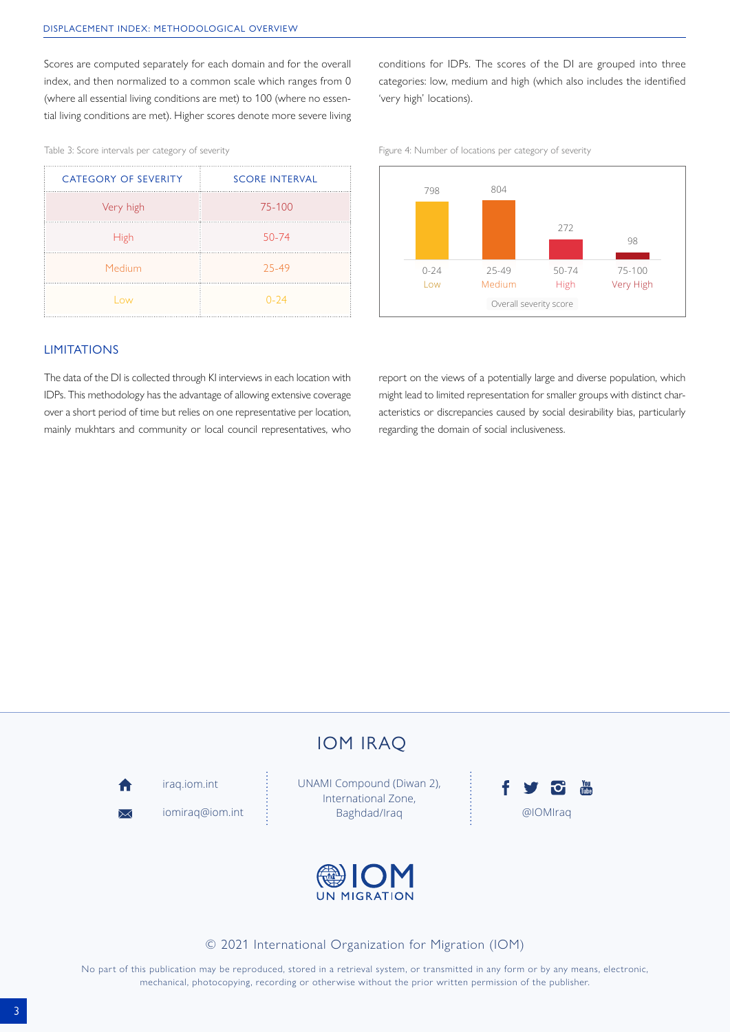Scores are computed separately for each domain and for the overall index, and then normalized to a common scale which ranges from 0 (where all essential living conditions are met) to 100 (where no essential living conditions are met). Higher scores denote more severe living conditions for IDPs. The scores of the DI are grouped into three categories: low, medium and high (which also includes the identified 'very high' locations).

Table 3: Score intervals per category of severity

| CATEGORY OF SEVERITY | SCORE INTERVAL |
| --- | --- |
| Very high | 75-100 |
| High | 50-74 |
| Medium | 25-49 |
| Low | 0-24 |

Figure 4: Number of locations per category of severity

798
804
272
98
0-24 Low
25-49 Medium
50-74 High
75-100 Very High
Overall severity score

## LIMITATIONS

The data of the DI is collected through KI interviews in each location with IDPs. This methodology has the advantage of allowing extensive coverage over a short period of time but relies on one representative per location, mainly mukhtars and community or local council representatives, who report on the views of a potentially large and diverse population, which might lead to limited representation for smaller groups with distinct characteristics or discrepancies caused by social desirability bias, particularly regarding the domain of social inclusiveness.

## IOM IRAQ

iraq.iom.int

iomiraq@iom.int

UNAMI Compound (Diwan 2), International Zone, Baghdad/Iraq

@IOMIraq

IOM UN MIGRATION

© 2021 International Organization for Migration (IOM)

No part of this publication may be reproduced, stored in a retrieval system, or transmitted in any form or by any means, electronic, mechanical, photocopying, recording or otherwise without the prior written permission of the publisher.